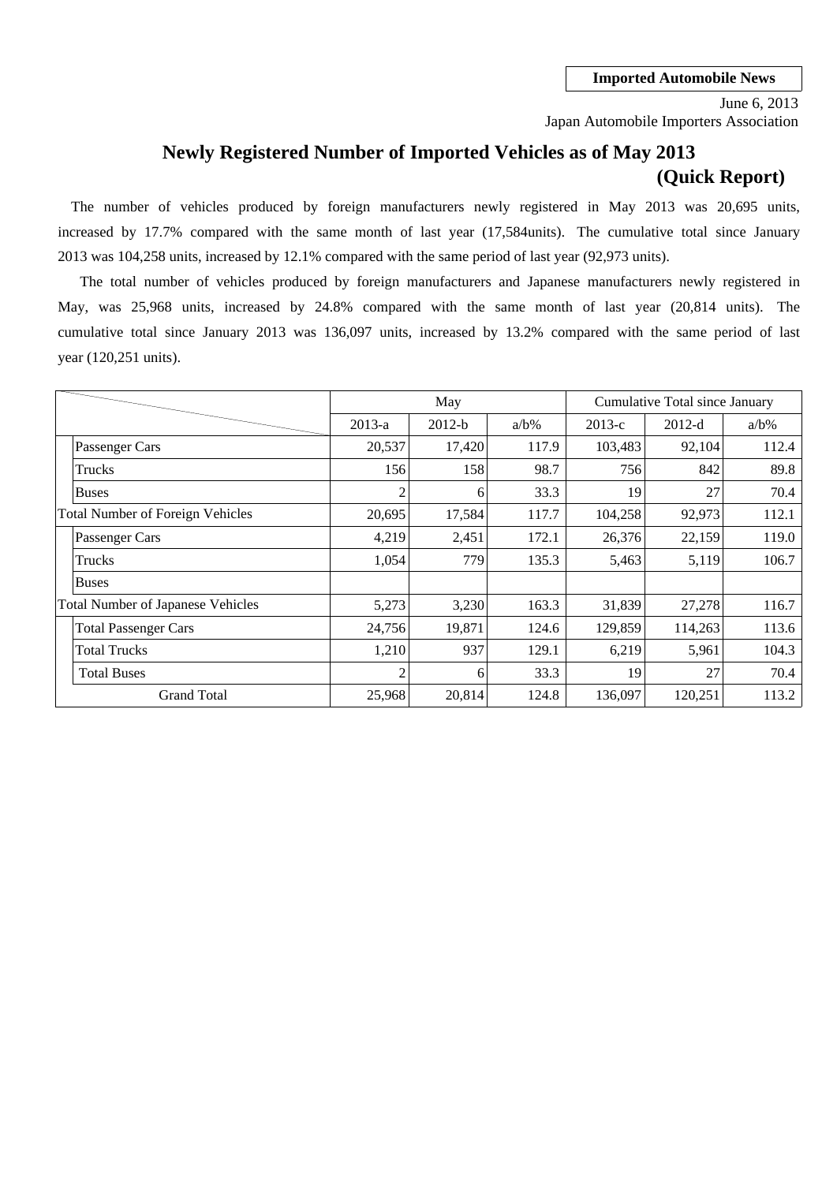**Imported Automobile News**

June 6, 2013
Japan Automobile Importers Association

# Newly Registered Number of Imported Vehicles as of May 2013 (Quick Report)

The number of vehicles produced by foreign manufacturers newly registered in May 2013 was 20,695 units, increased by 17.7% compared with the same month of last year (17,584units). The cumulative total since January 2013 was 104,258 units, increased by 12.1% compared with the same period of last year (92,973 units).

The total number of vehicles produced by foreign manufacturers and Japanese manufacturers newly registered in May, was 25,968 units, increased by 24.8% compared with the same month of last year (20,814 units). The cumulative total since January 2013 was 136,097 units, increased by 13.2% compared with the same period of last year (120,251 units).

| | May | | | Cumulative Total since January | | |
|---|---|---|---|---|---|---|
| | 2013-a | 2012-b | a/b% | 2013-c | 2012-d | a/b% |
| Passenger Cars | 20,537 | 17,420 | 117.9 | 103,483 | 92,104 | 112.4 |
| Trucks | 156 | 158 | 98.7 | 756 | 842 | 89.8 |
| Buses | 2 | 6 | 33.3 | 19 | 27 | 70.4 |
| Total Number of Foreign Vehicles | 20,695 | 17,584 | 117.7 | 104,258 | 92,973 | 112.1 |
| Passenger Cars | 4,219 | 2,451 | 172.1 | 26,376 | 22,159 | 119.0 |
| Trucks | 1,054 | 779 | 135.3 | 5,463 | 5,119 | 106.7 |
| Buses | | | | | | |
| Total Number of Japanese Vehicles | 5,273 | 3,230 | 163.3 | 31,839 | 27,278 | 116.7 |
| Total Passenger Cars | 24,756 | 19,871 | 124.6 | 129,859 | 114,263 | 113.6 |
| Total Trucks | 1,210 | 937 | 129.1 | 6,219 | 5,961 | 104.3 |
| Total Buses | 2 | 6 | 33.3 | 19 | 27 | 70.4 |
| Grand Total | 25,968 | 20,814 | 124.8 | 136,097 | 120,251 | 113.2 |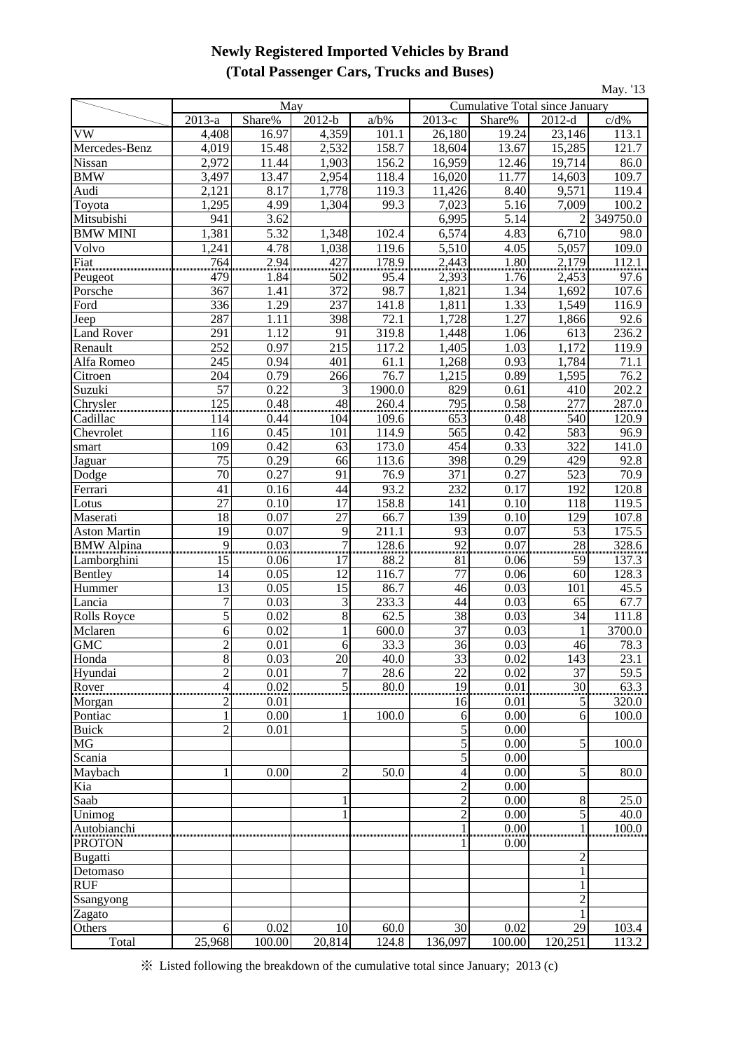# Newly Registered Imported Vehicles by Brand
## (Total Passenger Cars, Trucks and Buses)

May. '13

| | May | | | | Cumulative Total since January | | | |
|---|---|---|---|---|---|---|---|---|
| | 2013-a | Share% | 2012-b | a/b% | 2013-c | Share% | 2012-d | c/d% |
| VW | 4,408 | 16.97 | 4,359 | 101.1 | 26,180 | 19.24 | 23,146 | 113.1 |
| Mercedes-Benz | 4,019 | 15.48 | 2,532 | 158.7 | 18,604 | 13.67 | 15,285 | 121.7 |
| Nissan | 2,972 | 11.44 | 1,903 | 156.2 | 16,959 | 12.46 | 19,714 | 86.0 |
| BMW | 3,497 | 13.47 | 2,954 | 118.4 | 16,020 | 11.77 | 14,603 | 109.7 |
| Audi | 2,121 | 8.17 | 1,778 | 119.3 | 11,426 | 8.40 | 9,571 | 119.4 |
| Toyota | 1,295 | 4.99 | 1,304 | 99.3 | 7,023 | 5.16 | 7,009 | 100.2 |
| Mitsubishi | 941 | 3.62 | | | 6,995 | 5.14 | 2 | 349750.0 |
| BMW MINI | 1,381 | 5.32 | 1,348 | 102.4 | 6,574 | 4.83 | 6,710 | 98.0 |
| Volvo | 1,241 | 4.78 | 1,038 | 119.6 | 5,510 | 4.05 | 5,057 | 109.0 |
| Fiat | 764 | 2.94 | 427 | 178.9 | 2,443 | 1.80 | 2,179 | 112.1 |
| Peugeot | 479 | 1.84 | 502 | 95.4 | 2,393 | 1.76 | 2,453 | 97.6 |
| Porsche | 367 | 1.41 | 372 | 98.7 | 1,821 | 1.34 | 1,692 | 107.6 |
| Ford | 336 | 1.29 | 237 | 141.8 | 1,811 | 1.33 | 1,549 | 116.9 |
| Jeep | 287 | 1.11 | 398 | 72.1 | 1,728 | 1.27 | 1,866 | 92.6 |
| Land Rover | 291 | 1.12 | 91 | 319.8 | 1,448 | 1.06 | 613 | 236.2 |
| Renault | 252 | 0.97 | 215 | 117.2 | 1,405 | 1.03 | 1,172 | 119.9 |
| Alfa Romeo | 245 | 0.94 | 401 | 61.1 | 1,268 | 0.93 | 1,784 | 71.1 |
| Citroen | 204 | 0.79 | 266 | 76.7 | 1,215 | 0.89 | 1,595 | 76.2 |
| Suzuki | 57 | 0.22 | 3 | 1900.0 | 829 | 0.61 | 410 | 202.2 |
| Chrysler | 125 | 0.48 | 48 | 260.4 | 795 | 0.58 | 277 | 287.0 |
| Cadillac | 114 | 0.44 | 104 | 109.6 | 653 | 0.48 | 540 | 120.9 |
| Chevrolet | 116 | 0.45 | 101 | 114.9 | 565 | 0.42 | 583 | 96.9 |
| smart | 109 | 0.42 | 63 | 173.0 | 454 | 0.33 | 322 | 141.0 |
| Jaguar | 75 | 0.29 | 66 | 113.6 | 398 | 0.29 | 429 | 92.8 |
| Dodge | 70 | 0.27 | 91 | 76.9 | 371 | 0.27 | 523 | 70.9 |
| Ferrari | 41 | 0.16 | 44 | 93.2 | 232 | 0.17 | 192 | 120.8 |
| Lotus | 27 | 0.10 | 17 | 158.8 | 141 | 0.10 | 118 | 119.5 |
| Maserati | 18 | 0.07 | 27 | 66.7 | 139 | 0.10 | 129 | 107.8 |
| Aston Martin | 19 | 0.07 | 9 | 211.1 | 93 | 0.07 | 53 | 175.5 |
| BMW Alpina | 9 | 0.03 | 7 | 128.6 | 92 | 0.07 | 28 | 328.6 |
| Lamborghini | 15 | 0.06 | 17 | 88.2 | 81 | 0.06 | 59 | 137.3 |
| Bentley | 14 | 0.05 | 12 | 116.7 | 77 | 0.06 | 60 | 128.3 |
| Hummer | 13 | 0.05 | 15 | 86.7 | 46 | 0.03 | 101 | 45.5 |
| Lancia | 7 | 0.03 | 3 | 233.3 | 44 | 0.03 | 65 | 67.7 |
| Rolls Royce | 5 | 0.02 | 8 | 62.5 | 38 | 0.03 | 34 | 111.8 |
| Mclaren | 6 | 0.02 | 1 | 600.0 | 37 | 0.03 | 1 | 3700.0 |
| GMC | 2 | 0.01 | 6 | 33.3 | 36 | 0.03 | 46 | 78.3 |
| Honda | 8 | 0.03 | 20 | 40.0 | 33 | 0.02 | 143 | 23.1 |
| Hyundai | 2 | 0.01 | 7 | 28.6 | 22 | 0.02 | 37 | 59.5 |
| Rover | 4 | 0.02 | 5 | 80.0 | 19 | 0.01 | 30 | 63.3 |
| Morgan | 2 | 0.01 | | | 16 | 0.01 | 5 | 320.0 |
| Pontiac | 1 | 0.00 | 1 | 100.0 | 6 | 0.00 | 6 | 100.0 |
| Buick | 2 | 0.01 | | | 5 | 0.00 | | |
| MG | | | | | 5 | 0.00 | 5 | 100.0 |
| Scania | | | | | 5 | 0.00 | | |
| Maybach | 1 | 0.00 | 2 | 50.0 | 4 | 0.00 | 5 | 80.0 |
| Kia | | | | | 2 | 0.00 | | |
| Saab | | | 1 | | 2 | 0.00 | 8 | 25.0 |
| Unimog | | | 1 | | 2 | 0.00 | 5 | 40.0 |
| Autobianchi | | | | | 1 | 0.00 | 1 | 100.0 |
| PROTON | | | | | 1 | 0.00 | | |
| Bugatti | | | | | | | 2 | |
| Detomaso | | | | | | | 1 | |
| RUF | | | | | | | 1 | |
| Ssangyong | | | | | | | 2 | |
| Zagato | | | | | | | 1 | |
| Others | 6 | 0.02 | 10 | 60.0 | 30 | 0.02 | 29 | 103.4 |
| Total | 25,968 | 100.00 | 20,814 | 124.8 | 136,097 | 100.00 | 120,251 | 113.2 |

※ Listed following the breakdown of the cumulative total since January; 2013 (c)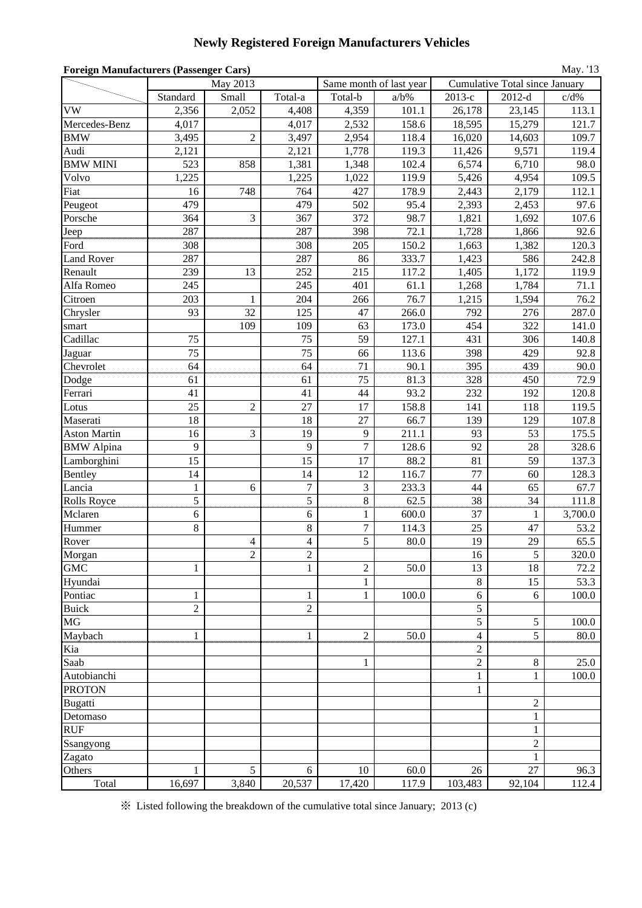# Newly Registered Foreign Manufacturers Vehicles

**Foreign Manufacturers (Passenger Cars)** May. '13

| | May 2013 | | | Same month of last year | | Cumulative Total since January | | |
|---|---|---|---|---|---|---|---|---|
| | Standard | Small | Total-a | Total-b | a/b% | 2013-c | 2012-d | c/d% |
| VW | 2,356 | 2,052 | 4,408 | 4,359 | 101.1 | 26,178 | 23,145 | 113.1 |
| Mercedes-Benz | 4,017 | | 4,017 | 2,532 | 158.6 | 18,595 | 15,279 | 121.7 |
| BMW | 3,495 | 2 | 3,497 | 2,954 | 118.4 | 16,020 | 14,603 | 109.7 |
| Audi | 2,121 | | 2,121 | 1,778 | 119.3 | 11,426 | 9,571 | 119.4 |
| BMW MINI | 523 | 858 | 1,381 | 1,348 | 102.4 | 6,574 | 6,710 | 98.0 |
| Volvo | 1,225 | | 1,225 | 1,022 | 119.9 | 5,426 | 4,954 | 109.5 |
| Fiat | 16 | 748 | 764 | 427 | 178.9 | 2,443 | 2,179 | 112.1 |
| Peugeot | 479 | | 479 | 502 | 95.4 | 2,393 | 2,453 | 97.6 |
| Porsche | 364 | 3 | 367 | 372 | 98.7 | 1,821 | 1,692 | 107.6 |
| Jeep | 287 | | 287 | 398 | 72.1 | 1,728 | 1,866 | 92.6 |
| Ford | 308 | | 308 | 205 | 150.2 | 1,663 | 1,382 | 120.3 |
| Land Rover | 287 | | 287 | 86 | 333.7 | 1,423 | 586 | 242.8 |
| Renault | 239 | 13 | 252 | 215 | 117.2 | 1,405 | 1,172 | 119.9 |
| Alfa Romeo | 245 | | 245 | 401 | 61.1 | 1,268 | 1,784 | 71.1 |
| Citroen | 203 | 1 | 204 | 266 | 76.7 | 1,215 | 1,594 | 76.2 |
| Chrysler | 93 | 32 | 125 | 47 | 266.0 | 792 | 276 | 287.0 |
| smart | | 109 | 109 | 63 | 173.0 | 454 | 322 | 141.0 |
| Cadillac | 75 | | 75 | 59 | 127.1 | 431 | 306 | 140.8 |
| Jaguar | 75 | | 75 | 66 | 113.6 | 398 | 429 | 92.8 |
| Chevrolet | 64 | | 64 | 71 | 90.1 | 395 | 439 | 90.0 |
| Dodge | 61 | | 61 | 75 | 81.3 | 328 | 450 | 72.9 |
| Ferrari | 41 | | 41 | 44 | 93.2 | 232 | 192 | 120.8 |
| Lotus | 25 | 2 | 27 | 17 | 158.8 | 141 | 118 | 119.5 |
| Maserati | 18 | | 18 | 27 | 66.7 | 139 | 129 | 107.8 |
| Aston Martin | 16 | 3 | 19 | 9 | 211.1 | 93 | 53 | 175.5 |
| BMW Alpina | 9 | | 9 | 7 | 128.6 | 92 | 28 | 328.6 |
| Lamborghini | 15 | | 15 | 17 | 88.2 | 81 | 59 | 137.3 |
| Bentley | 14 | | 14 | 12 | 116.7 | 77 | 60 | 128.3 |
| Lancia | 1 | 6 | 7 | 3 | 233.3 | 44 | 65 | 67.7 |
| Rolls Royce | 5 | | 5 | 8 | 62.5 | 38 | 34 | 111.8 |
| Mclaren | 6 | | 6 | 1 | 600.0 | 37 | 1 | 3,700.0 |
| Hummer | 8 | | 8 | 7 | 114.3 | 25 | 47 | 53.2 |
| Rover | | 4 | 4 | 5 | 80.0 | 19 | 29 | 65.5 |
| Morgan | | 2 | 2 | | | 16 | 5 | 320.0 |
| GMC | 1 | | 1 | 2 | 50.0 | 13 | 18 | 72.2 |
| Hyundai | | | | 1 | | 8 | 15 | 53.3 |
| Pontiac | 1 | | 1 | 1 | 100.0 | 6 | 6 | 100.0 |
| Buick | 2 | | 2 | | | 5 | | |
| MG | | | | | | 5 | 5 | 100.0 |
| Maybach | 1 | | 1 | 2 | 50.0 | 4 | 5 | 80.0 |
| Kia | | | | | | 2 | | |
| Saab | | | | 1 | | 2 | 8 | 25.0 |
| Autobianchi | | | | | | 1 | 1 | 100.0 |
| PROTON | | | | | | 1 | | |
| Bugatti | | | | | | | 2 | |
| Detomaso | | | | | | | 1 | |
| RUF | | | | | | | 1 | |
| Ssangyong | | | | | | | 2 | |
| Zagato | | | | | | | 1 | |
| Others | 1 | 5 | 6 | 10 | 60.0 | 26 | 27 | 96.3 |
| Total | 16,697 | 3,840 | 20,537 | 17,420 | 117.9 | 103,483 | 92,104 | 112.4 |

※ Listed following the breakdown of the cumulative total since January; 2013 (c)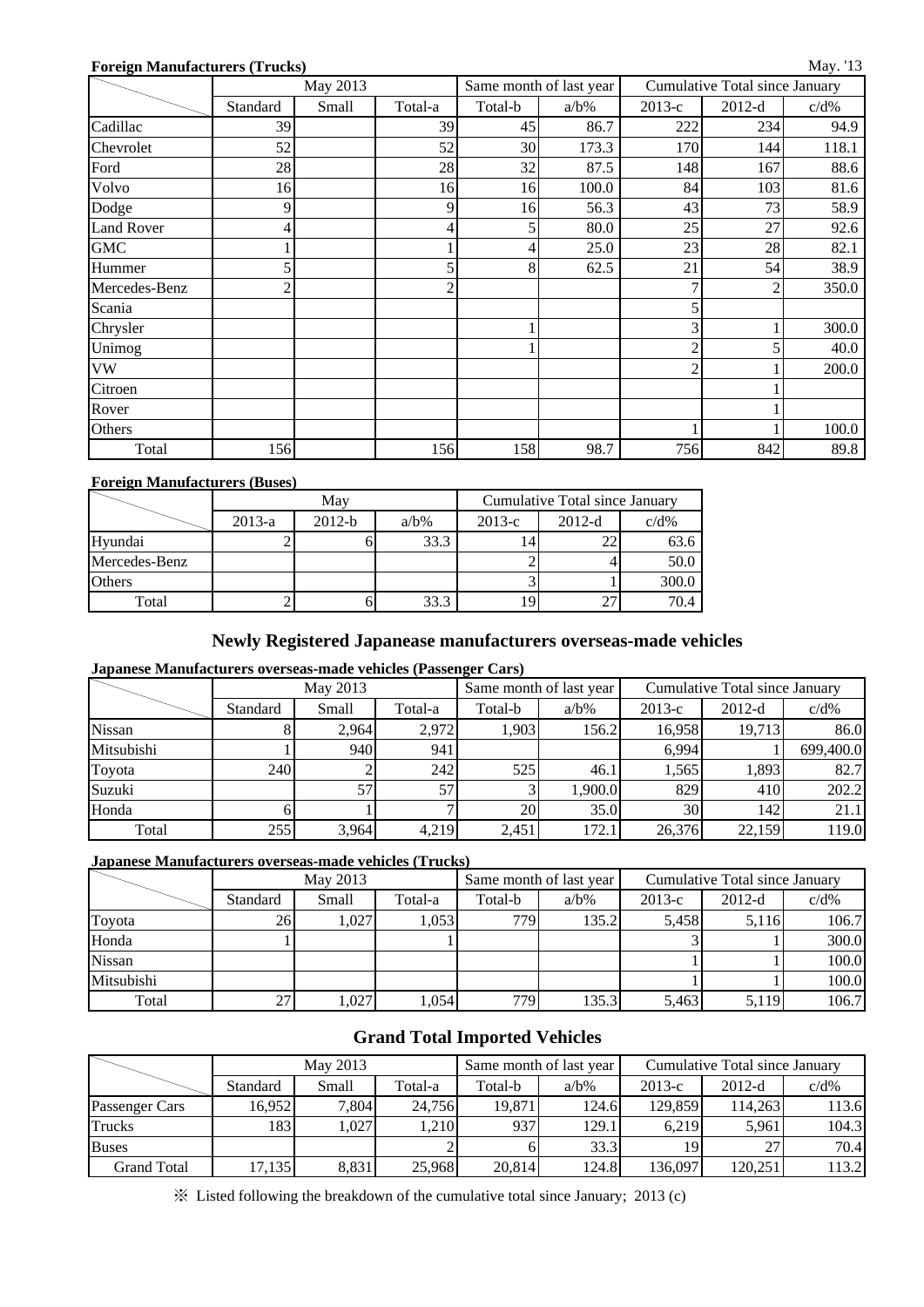**Foreign Manufacturers (Trucks)**

May. '13

| | May 2013 | | | Same month of last year | | Cumulative Total since January | | |
|---|---|---|---|---|---|---|---|---|
| | Standard | Small | Total-a | Total-b | a/b% | 2013-c | 2012-d | c/d% |
| Cadillac | 39 | | 39 | 45 | 86.7 | 222 | 234 | 94.9 |
| Chevrolet | 52 | | 52 | 30 | 173.3 | 170 | 144 | 118.1 |
| Ford | 28 | | 28 | 32 | 87.5 | 148 | 167 | 88.6 |
| Volvo | 16 | | 16 | 16 | 100.0 | 84 | 103 | 81.6 |
| Dodge | 9 | | 9 | 16 | 56.3 | 43 | 73 | 58.9 |
| Land Rover | 4 | | 4 | 5 | 80.0 | 25 | 27 | 92.6 |
| GMC | 1 | | 1 | 4 | 25.0 | 23 | 28 | 82.1 |
| Hummer | 5 | | 5 | 8 | 62.5 | 21 | 54 | 38.9 |
| Mercedes-Benz | 2 | | 2 | | | 7 | 2 | 350.0 |
| Scania | | | | | | 5 | | |
| Chrysler | | | | 1 | | 3 | 1 | 300.0 |
| Unimog | | | | 1 | | 2 | 5 | 40.0 |
| VW | | | | | | 2 | 1 | 200.0 |
| Citroen | | | | | | | 1 | |
| Rover | | | | | | | 1 | |
| Others | | | | | | 1 | 1 | 100.0 |
| Total | 156 | | 156 | 158 | 98.7 | 756 | 842 | 89.8 |

**Foreign Manufacturers (Buses)**

| | May | | | Cumulative Total since January | | |
|---|---|---|---|---|---|---|
| | 2013-a | 2012-b | a/b% | 2013-c | 2012-d | c/d% |
| Hyundai | 2 | 6 | 33.3 | 14 | 22 | 63.6 |
| Mercedes-Benz | | | | 2 | 4 | 50.0 |
| Others | | | | 3 | 1 | 300.0 |
| Total | 2 | 6 | 33.3 | 19 | 27 | 70.4 |

## Newly Registered Japanease manufacturers overseas-made vehicles

**Japanese Manufacturers overseas-made vehicles (Passenger Cars)**

| | May 2013 | | | Same month of last year | | Cumulative Total since January | | |
|---|---|---|---|---|---|---|---|---|
| | Standard | Small | Total-a | Total-b | a/b% | 2013-c | 2012-d | c/d% |
| Nissan | 8 | 2,964 | 2,972 | 1,903 | 156.2 | 16,958 | 19,713 | 86.0 |
| Mitsubishi | 1 | 940 | 941 | | | 6,994 | 1 | 699,400.0 |
| Toyota | 240 | 2 | 242 | 525 | 46.1 | 1,565 | 1,893 | 82.7 |
| Suzuki | | 57 | 57 | 3 | 1,900.0 | 829 | 410 | 202.2 |
| Honda | 6 | 1 | 7 | 20 | 35.0 | 30 | 142 | 21.1 |
| Total | 255 | 3,964 | 4,219 | 2,451 | 172.1 | 26,376 | 22,159 | 119.0 |

**Japanese Manufacturers overseas-made vehicles (Trucks)**

| | May 2013 | | | Same month of last year | | Cumulative Total since January | | |
|---|---|---|---|---|---|---|---|---|
| | Standard | Small | Total-a | Total-b | a/b% | 2013-c | 2012-d | c/d% |
| Toyota | 26 | 1,027 | 1,053 | 779 | 135.2 | 5,458 | 5,116 | 106.7 |
| Honda | 1 | | 1 | | | 3 | 1 | 300.0 |
| Nissan | | | | | | 1 | 1 | 100.0 |
| Mitsubishi | | | | | | 1 | 1 | 100.0 |
| Total | 27 | 1,027 | 1,054 | 779 | 135.3 | 5,463 | 5,119 | 106.7 |

## Grand Total Imported Vehicles

| | May 2013 | | | Same month of last year | | Cumulative Total since January | | |
|---|---|---|---|---|---|---|---|---|
| | Standard | Small | Total-a | Total-b | a/b% | 2013-c | 2012-d | c/d% |
| Passenger Cars | 16,952 | 7,804 | 24,756 | 19,871 | 124.6 | 129,859 | 114,263 | 113.6 |
| Trucks | 183 | 1,027 | 1,210 | 937 | 129.1 | 6,219 | 5,961 | 104.3 |
| Buses | | | 2 | 6 | 33.3 | 19 | 27 | 70.4 |
| Grand Total | 17,135 | 8,831 | 25,968 | 20,814 | 124.8 | 136,097 | 120,251 | 113.2 |

※ Listed following the breakdown of the cumulative total since January; 2013 (c)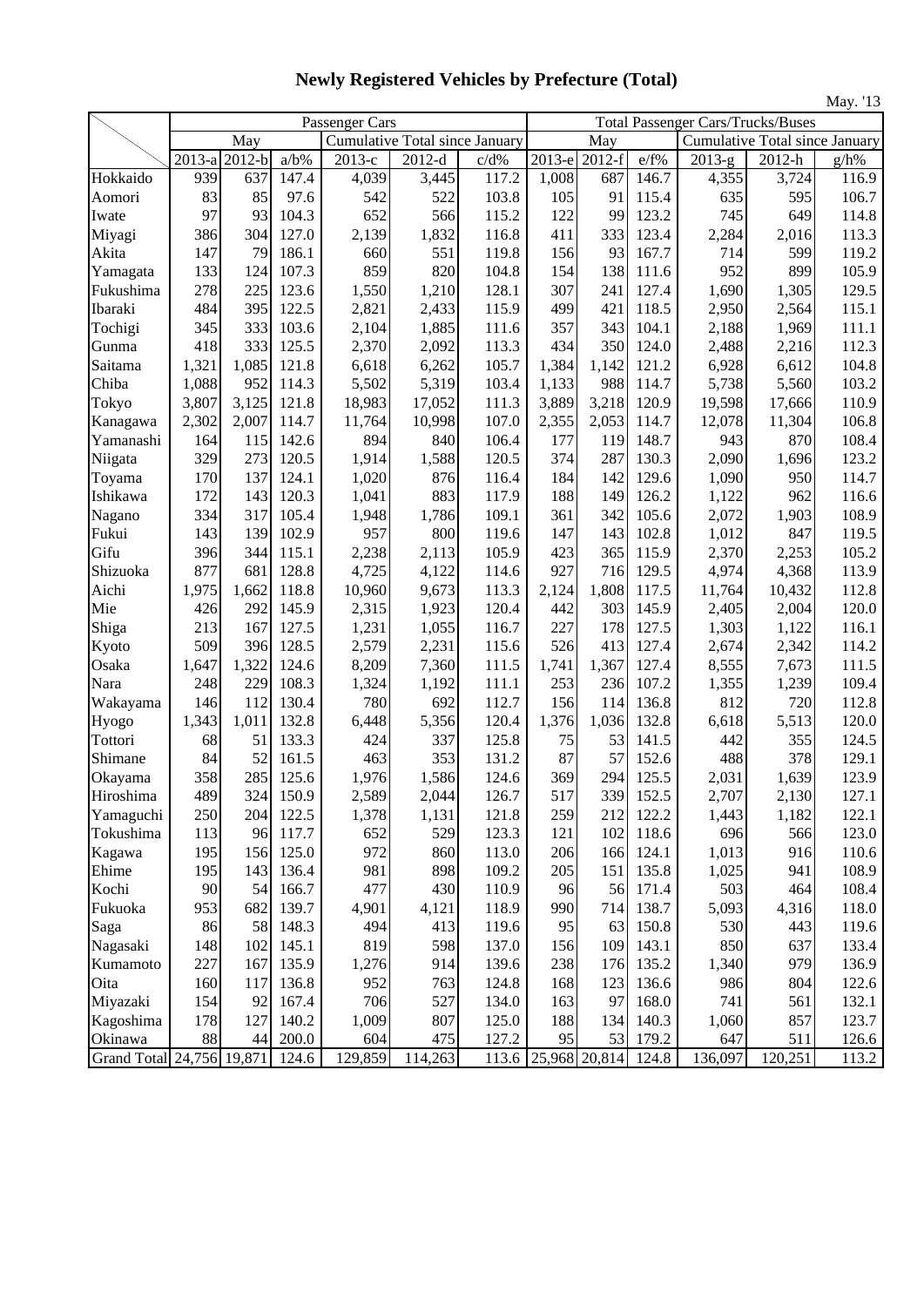# Newly Registered Vehicles by Prefecture (Total)

May. '13

| | Passenger Cars | | | | | | Total Passenger Cars/Trucks/Buses | | | | | |
|---|---|---|---|---|---|---|---|---|---|---|---|---|
| | May | | | Cumulative Total since January | | | May | | | Cumulative Total since January | | |
| | 2013-a | 2012-b | a/b% | 2013-c | 2012-d | c/d% | 2013-e | 2012-f | e/f% | 2013-g | 2012-h | g/h% |
| Hokkaido | 939 | 637 | 147.4 | 4,039 | 3,445 | 117.2 | 1,008 | 687 | 146.7 | 4,355 | 3,724 | 116.9 |
| Aomori | 83 | 85 | 97.6 | 542 | 522 | 103.8 | 105 | 91 | 115.4 | 635 | 595 | 106.7 |
| Iwate | 97 | 93 | 104.3 | 652 | 566 | 115.2 | 122 | 99 | 123.2 | 745 | 649 | 114.8 |
| Miyagi | 386 | 304 | 127.0 | 2,139 | 1,832 | 116.8 | 411 | 333 | 123.4 | 2,284 | 2,016 | 113.3 |
| Akita | 147 | 79 | 186.1 | 660 | 551 | 119.8 | 156 | 93 | 167.7 | 714 | 599 | 119.2 |
| Yamagata | 133 | 124 | 107.3 | 859 | 820 | 104.8 | 154 | 138 | 111.6 | 952 | 899 | 105.9 |
| Fukushima | 278 | 225 | 123.6 | 1,550 | 1,210 | 128.1 | 307 | 241 | 127.4 | 1,690 | 1,305 | 129.5 |
| Ibaraki | 484 | 395 | 122.5 | 2,821 | 2,433 | 115.9 | 499 | 421 | 118.5 | 2,950 | 2,564 | 115.1 |
| Tochigi | 345 | 333 | 103.6 | 2,104 | 1,885 | 111.6 | 357 | 343 | 104.1 | 2,188 | 1,969 | 111.1 |
| Gunma | 418 | 333 | 125.5 | 2,370 | 2,092 | 113.3 | 434 | 350 | 124.0 | 2,488 | 2,216 | 112.3 |
| Saitama | 1,321 | 1,085 | 121.8 | 6,618 | 6,262 | 105.7 | 1,384 | 1,142 | 121.2 | 6,928 | 6,612 | 104.8 |
| Chiba | 1,088 | 952 | 114.3 | 5,502 | 5,319 | 103.4 | 1,133 | 988 | 114.7 | 5,738 | 5,560 | 103.2 |
| Tokyo | 3,807 | 3,125 | 121.8 | 18,983 | 17,052 | 111.3 | 3,889 | 3,218 | 120.9 | 19,598 | 17,666 | 110.9 |
| Kanagawa | 2,302 | 2,007 | 114.7 | 11,764 | 10,998 | 107.0 | 2,355 | 2,053 | 114.7 | 12,078 | 11,304 | 106.8 |
| Yamanashi | 164 | 115 | 142.6 | 894 | 840 | 106.4 | 177 | 119 | 148.7 | 943 | 870 | 108.4 |
| Niigata | 329 | 273 | 120.5 | 1,914 | 1,588 | 120.5 | 374 | 287 | 130.3 | 2,090 | 1,696 | 123.2 |
| Toyama | 170 | 137 | 124.1 | 1,020 | 876 | 116.4 | 184 | 142 | 129.6 | 1,090 | 950 | 114.7 |
| Ishikawa | 172 | 143 | 120.3 | 1,041 | 883 | 117.9 | 188 | 149 | 126.2 | 1,122 | 962 | 116.6 |
| Nagano | 334 | 317 | 105.4 | 1,948 | 1,786 | 109.1 | 361 | 342 | 105.6 | 2,072 | 1,903 | 108.9 |
| Fukui | 143 | 139 | 102.9 | 957 | 800 | 119.6 | 147 | 143 | 102.8 | 1,012 | 847 | 119.5 |
| Gifu | 396 | 344 | 115.1 | 2,238 | 2,113 | 105.9 | 423 | 365 | 115.9 | 2,370 | 2,253 | 105.2 |
| Shizuoka | 877 | 681 | 128.8 | 4,725 | 4,122 | 114.6 | 927 | 716 | 129.5 | 4,974 | 4,368 | 113.9 |
| Aichi | 1,975 | 1,662 | 118.8 | 10,960 | 9,673 | 113.3 | 2,124 | 1,808 | 117.5 | 11,764 | 10,432 | 112.8 |
| Mie | 426 | 292 | 145.9 | 2,315 | 1,923 | 120.4 | 442 | 303 | 145.9 | 2,405 | 2,004 | 120.0 |
| Shiga | 213 | 167 | 127.5 | 1,231 | 1,055 | 116.7 | 227 | 178 | 127.5 | 1,303 | 1,122 | 116.1 |
| Kyoto | 509 | 396 | 128.5 | 2,579 | 2,231 | 115.6 | 526 | 413 | 127.4 | 2,674 | 2,342 | 114.2 |
| Osaka | 1,647 | 1,322 | 124.6 | 8,209 | 7,360 | 111.5 | 1,741 | 1,367 | 127.4 | 8,555 | 7,673 | 111.5 |
| Nara | 248 | 229 | 108.3 | 1,324 | 1,192 | 111.1 | 253 | 236 | 107.2 | 1,355 | 1,239 | 109.4 |
| Wakayama | 146 | 112 | 130.4 | 780 | 692 | 112.7 | 156 | 114 | 136.8 | 812 | 720 | 112.8 |
| Hyogo | 1,343 | 1,011 | 132.8 | 6,448 | 5,356 | 120.4 | 1,376 | 1,036 | 132.8 | 6,618 | 5,513 | 120.0 |
| Tottori | 68 | 51 | 133.3 | 424 | 337 | 125.8 | 75 | 53 | 141.5 | 442 | 355 | 124.5 |
| Shimane | 84 | 52 | 161.5 | 463 | 353 | 131.2 | 87 | 57 | 152.6 | 488 | 378 | 129.1 |
| Okayama | 358 | 285 | 125.6 | 1,976 | 1,586 | 124.6 | 369 | 294 | 125.5 | 2,031 | 1,639 | 123.9 |
| Hiroshima | 489 | 324 | 150.9 | 2,589 | 2,044 | 126.7 | 517 | 339 | 152.5 | 2,707 | 2,130 | 127.1 |
| Yamaguchi | 250 | 204 | 122.5 | 1,378 | 1,131 | 121.8 | 259 | 212 | 122.2 | 1,443 | 1,182 | 122.1 |
| Tokushima | 113 | 96 | 117.7 | 652 | 529 | 123.3 | 121 | 102 | 118.6 | 696 | 566 | 123.0 |
| Kagawa | 195 | 156 | 125.0 | 972 | 860 | 113.0 | 206 | 166 | 124.1 | 1,013 | 916 | 110.6 |
| Ehime | 195 | 143 | 136.4 | 981 | 898 | 109.2 | 205 | 151 | 135.8 | 1,025 | 941 | 108.9 |
| Kochi | 90 | 54 | 166.7 | 477 | 430 | 110.9 | 96 | 56 | 171.4 | 503 | 464 | 108.4 |
| Fukuoka | 953 | 682 | 139.7 | 4,901 | 4,121 | 118.9 | 990 | 714 | 138.7 | 5,093 | 4,316 | 118.0 |
| Saga | 86 | 58 | 148.3 | 494 | 413 | 119.6 | 95 | 63 | 150.8 | 530 | 443 | 119.6 |
| Nagasaki | 148 | 102 | 145.1 | 819 | 598 | 137.0 | 156 | 109 | 143.1 | 850 | 637 | 133.4 |
| Kumamoto | 227 | 167 | 135.9 | 1,276 | 914 | 139.6 | 238 | 176 | 135.2 | 1,340 | 979 | 136.9 |
| Oita | 160 | 117 | 136.8 | 952 | 763 | 124.8 | 168 | 123 | 136.6 | 986 | 804 | 122.6 |
| Miyazaki | 154 | 92 | 167.4 | 706 | 527 | 134.0 | 163 | 97 | 168.0 | 741 | 561 | 132.1 |
| Kagoshima | 178 | 127 | 140.2 | 1,009 | 807 | 125.0 | 188 | 134 | 140.3 | 1,060 | 857 | 123.7 |
| Okinawa | 88 | 44 | 200.0 | 604 | 475 | 127.2 | 95 | 53 | 179.2 | 647 | 511 | 126.6 |
| Grand Total | 24,756 | 19,871 | 124.6 | 129,859 | 114,263 | 113.6 | 25,968 | 20,814 | 124.8 | 136,097 | 120,251 | 113.2 |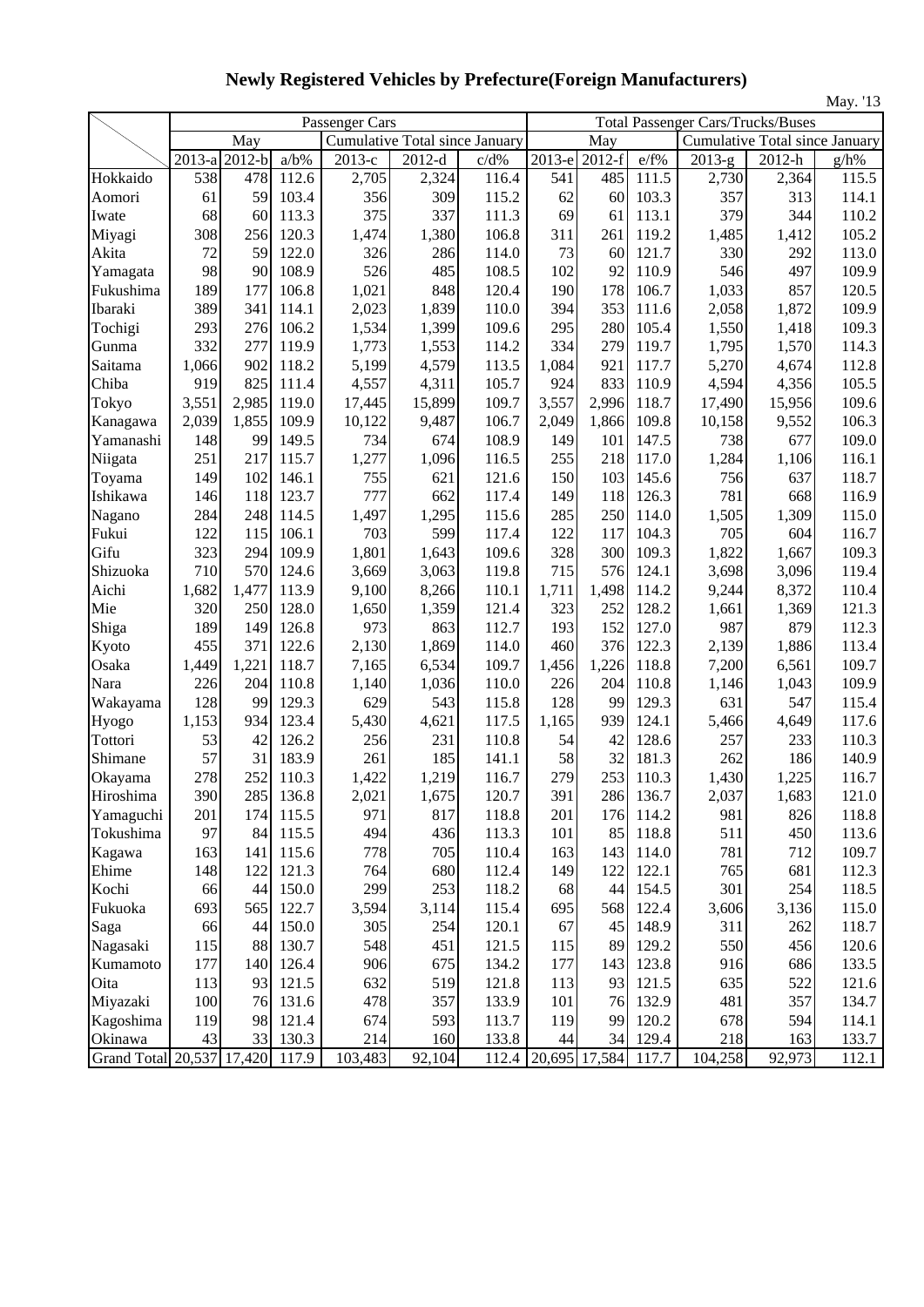# Newly Registered Vehicles by Prefecture(Foreign Manufacturers)

May. '13

| | Passenger Cars | | | | | | Total Passenger Cars/Trucks/Buses | | | | | |
|---|---|---|---|---|---|---|---|---|---|---|---|---|
| | May | | | Cumulative Total since January | | | May | | | Cumulative Total since January | | |
| | 2013-a | 2012-b | a/b% | 2013-c | 2012-d | c/d% | 2013-e | 2012-f | e/f% | 2013-g | 2012-h | g/h% |
| Hokkaido | 538 | 478 | 112.6 | 2,705 | 2,324 | 116.4 | 541 | 485 | 111.5 | 2,730 | 2,364 | 115.5 |
| Aomori | 61 | 59 | 103.4 | 356 | 309 | 115.2 | 62 | 60 | 103.3 | 357 | 313 | 114.1 |
| Iwate | 68 | 60 | 113.3 | 375 | 337 | 111.3 | 69 | 61 | 113.1 | 379 | 344 | 110.2 |
| Miyagi | 308 | 256 | 120.3 | 1,474 | 1,380 | 106.8 | 311 | 261 | 119.2 | 1,485 | 1,412 | 105.2 |
| Akita | 72 | 59 | 122.0 | 326 | 286 | 114.0 | 73 | 60 | 121.7 | 330 | 292 | 113.0 |
| Yamagata | 98 | 90 | 108.9 | 526 | 485 | 108.5 | 102 | 92 | 110.9 | 546 | 497 | 109.9 |
| Fukushima | 189 | 177 | 106.8 | 1,021 | 848 | 120.4 | 190 | 178 | 106.7 | 1,033 | 857 | 120.5 |
| Ibaraki | 389 | 341 | 114.1 | 2,023 | 1,839 | 110.0 | 394 | 353 | 111.6 | 2,058 | 1,872 | 109.9 |
| Tochigi | 293 | 276 | 106.2 | 1,534 | 1,399 | 109.6 | 295 | 280 | 105.4 | 1,550 | 1,418 | 109.3 |
| Gunma | 332 | 277 | 119.9 | 1,773 | 1,553 | 114.2 | 334 | 279 | 119.7 | 1,795 | 1,570 | 114.3 |
| Saitama | 1,066 | 902 | 118.2 | 5,199 | 4,579 | 113.5 | 1,084 | 921 | 117.7 | 5,270 | 4,674 | 112.8 |
| Chiba | 919 | 825 | 111.4 | 4,557 | 4,311 | 105.7 | 924 | 833 | 110.9 | 4,594 | 4,356 | 105.5 |
| Tokyo | 3,551 | 2,985 | 119.0 | 17,445 | 15,899 | 109.7 | 3,557 | 2,996 | 118.7 | 17,490 | 15,956 | 109.6 |
| Kanagawa | 2,039 | 1,855 | 109.9 | 10,122 | 9,487 | 106.7 | 2,049 | 1,866 | 109.8 | 10,158 | 9,552 | 106.3 |
| Yamanashi | 148 | 99 | 149.5 | 734 | 674 | 108.9 | 149 | 101 | 147.5 | 738 | 677 | 109.0 |
| Niigata | 251 | 217 | 115.7 | 1,277 | 1,096 | 116.5 | 255 | 218 | 117.0 | 1,284 | 1,106 | 116.1 |
| Toyama | 149 | 102 | 146.1 | 755 | 621 | 121.6 | 150 | 103 | 145.6 | 756 | 637 | 118.7 |
| Ishikawa | 146 | 118 | 123.7 | 777 | 662 | 117.4 | 149 | 118 | 126.3 | 781 | 668 | 116.9 |
| Nagano | 284 | 248 | 114.5 | 1,497 | 1,295 | 115.6 | 285 | 250 | 114.0 | 1,505 | 1,309 | 115.0 |
| Fukui | 122 | 115 | 106.1 | 703 | 599 | 117.4 | 122 | 117 | 104.3 | 705 | 604 | 116.7 |
| Gifu | 323 | 294 | 109.9 | 1,801 | 1,643 | 109.6 | 328 | 300 | 109.3 | 1,822 | 1,667 | 109.3 |
| Shizuoka | 710 | 570 | 124.6 | 3,669 | 3,063 | 119.8 | 715 | 576 | 124.1 | 3,698 | 3,096 | 119.4 |
| Aichi | 1,682 | 1,477 | 113.9 | 9,100 | 8,266 | 110.1 | 1,711 | 1,498 | 114.2 | 9,244 | 8,372 | 110.4 |
| Mie | 320 | 250 | 128.0 | 1,650 | 1,359 | 121.4 | 323 | 252 | 128.2 | 1,661 | 1,369 | 121.3 |
| Shiga | 189 | 149 | 126.8 | 973 | 863 | 112.7 | 193 | 152 | 127.0 | 987 | 879 | 112.3 |
| Kyoto | 455 | 371 | 122.6 | 2,130 | 1,869 | 114.0 | 460 | 376 | 122.3 | 2,139 | 1,886 | 113.4 |
| Osaka | 1,449 | 1,221 | 118.7 | 7,165 | 6,534 | 109.7 | 1,456 | 1,226 | 118.8 | 7,200 | 6,561 | 109.7 |
| Nara | 226 | 204 | 110.8 | 1,140 | 1,036 | 110.0 | 226 | 204 | 110.8 | 1,146 | 1,043 | 109.9 |
| Wakayama | 128 | 99 | 129.3 | 629 | 543 | 115.8 | 128 | 99 | 129.3 | 631 | 547 | 115.4 |
| Hyogo | 1,153 | 934 | 123.4 | 5,430 | 4,621 | 117.5 | 1,165 | 939 | 124.1 | 5,466 | 4,649 | 117.6 |
| Tottori | 53 | 42 | 126.2 | 256 | 231 | 110.8 | 54 | 42 | 128.6 | 257 | 233 | 110.3 |
| Shimane | 57 | 31 | 183.9 | 261 | 185 | 141.1 | 58 | 32 | 181.3 | 262 | 186 | 140.9 |
| Okayama | 278 | 252 | 110.3 | 1,422 | 1,219 | 116.7 | 279 | 253 | 110.3 | 1,430 | 1,225 | 116.7 |
| Hiroshima | 390 | 285 | 136.8 | 2,021 | 1,675 | 120.7 | 391 | 286 | 136.7 | 2,037 | 1,683 | 121.0 |
| Yamaguchi | 201 | 174 | 115.5 | 971 | 817 | 118.8 | 201 | 176 | 114.2 | 981 | 826 | 118.8 |
| Tokushima | 97 | 84 | 115.5 | 494 | 436 | 113.3 | 101 | 85 | 118.8 | 511 | 450 | 113.6 |
| Kagawa | 163 | 141 | 115.6 | 778 | 705 | 110.4 | 163 | 143 | 114.0 | 781 | 712 | 109.7 |
| Ehime | 148 | 122 | 121.3 | 764 | 680 | 112.4 | 149 | 122 | 122.1 | 765 | 681 | 112.3 |
| Kochi | 66 | 44 | 150.0 | 299 | 253 | 118.2 | 68 | 44 | 154.5 | 301 | 254 | 118.5 |
| Fukuoka | 693 | 565 | 122.7 | 3,594 | 3,114 | 115.4 | 695 | 568 | 122.4 | 3,606 | 3,136 | 115.0 |
| Saga | 66 | 44 | 150.0 | 305 | 254 | 120.1 | 67 | 45 | 148.9 | 311 | 262 | 118.7 |
| Nagasaki | 115 | 88 | 130.7 | 548 | 451 | 121.5 | 115 | 89 | 129.2 | 550 | 456 | 120.6 |
| Kumamoto | 177 | 140 | 126.4 | 906 | 675 | 134.2 | 177 | 143 | 123.8 | 916 | 686 | 133.5 |
| Oita | 113 | 93 | 121.5 | 632 | 519 | 121.8 | 113 | 93 | 121.5 | 635 | 522 | 121.6 |
| Miyazaki | 100 | 76 | 131.6 | 478 | 357 | 133.9 | 101 | 76 | 132.9 | 481 | 357 | 134.7 |
| Kagoshima | 119 | 98 | 121.4 | 674 | 593 | 113.7 | 119 | 99 | 120.2 | 678 | 594 | 114.1 |
| Okinawa | 43 | 33 | 130.3 | 214 | 160 | 133.8 | 44 | 34 | 129.4 | 218 | 163 | 133.7 |
| Grand Total | 20,537 | 17,420 | 117.9 | 103,483 | 92,104 | 112.4 | 20,695 | 17,584 | 117.7 | 104,258 | 92,973 | 112.1 |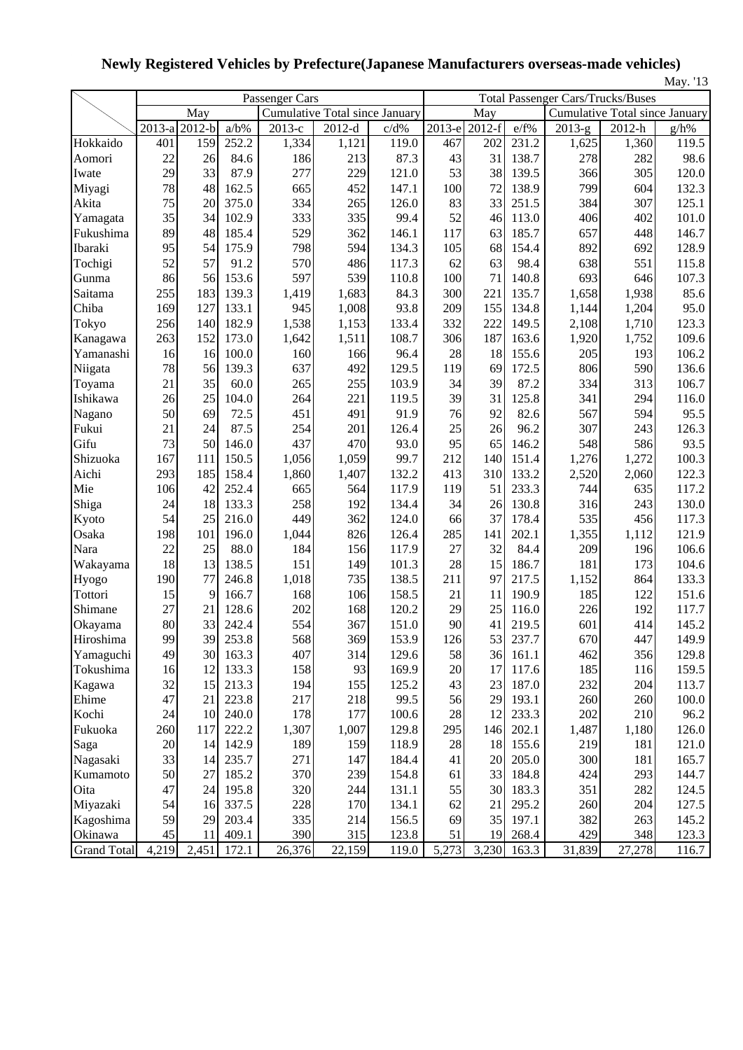# Newly Registered Vehicles by Prefecture(Japanese Manufacturers overseas-made vehicles)

May. '13

| | Passenger Cars | | | | | | Total Passenger Cars/Trucks/Buses | | | | | |
|---|---|---|---|---|---|---|---|---|---|---|---|---|
| | May | | | Cumulative Total since January | | | May | | | Cumulative Total since January | | |
| | 2013-a | 2012-b | a/b% | 2013-c | 2012-d | c/d% | 2013-e | 2012-f | e/f% | 2013-g | 2012-h | g/h% |
| Hokkaido | 401 | 159 | 252.2 | 1,334 | 1,121 | 119.0 | 467 | 202 | 231.2 | 1,625 | 1,360 | 119.5 |
| Aomori | 22 | 26 | 84.6 | 186 | 213 | 87.3 | 43 | 31 | 138.7 | 278 | 282 | 98.6 |
| Iwate | 29 | 33 | 87.9 | 277 | 229 | 121.0 | 53 | 38 | 139.5 | 366 | 305 | 120.0 |
| Miyagi | 78 | 48 | 162.5 | 665 | 452 | 147.1 | 100 | 72 | 138.9 | 799 | 604 | 132.3 |
| Akita | 75 | 20 | 375.0 | 334 | 265 | 126.0 | 83 | 33 | 251.5 | 384 | 307 | 125.1 |
| Yamagata | 35 | 34 | 102.9 | 333 | 335 | 99.4 | 52 | 46 | 113.0 | 406 | 402 | 101.0 |
| Fukushima | 89 | 48 | 185.4 | 529 | 362 | 146.1 | 117 | 63 | 185.7 | 657 | 448 | 146.7 |
| Ibaraki | 95 | 54 | 175.9 | 798 | 594 | 134.3 | 105 | 68 | 154.4 | 892 | 692 | 128.9 |
| Tochigi | 52 | 57 | 91.2 | 570 | 486 | 117.3 | 62 | 63 | 98.4 | 638 | 551 | 115.8 |
| Gunma | 86 | 56 | 153.6 | 597 | 539 | 110.8 | 100 | 71 | 140.8 | 693 | 646 | 107.3 |
| Saitama | 255 | 183 | 139.3 | 1,419 | 1,683 | 84.3 | 300 | 221 | 135.7 | 1,658 | 1,938 | 85.6 |
| Chiba | 169 | 127 | 133.1 | 945 | 1,008 | 93.8 | 209 | 155 | 134.8 | 1,144 | 1,204 | 95.0 |
| Tokyo | 256 | 140 | 182.9 | 1,538 | 1,153 | 133.4 | 332 | 222 | 149.5 | 2,108 | 1,710 | 123.3 |
| Kanagawa | 263 | 152 | 173.0 | 1,642 | 1,511 | 108.7 | 306 | 187 | 163.6 | 1,920 | 1,752 | 109.6 |
| Yamanashi | 16 | 16 | 100.0 | 160 | 166 | 96.4 | 28 | 18 | 155.6 | 205 | 193 | 106.2 |
| Niigata | 78 | 56 | 139.3 | 637 | 492 | 129.5 | 119 | 69 | 172.5 | 806 | 590 | 136.6 |
| Toyama | 21 | 35 | 60.0 | 265 | 255 | 103.9 | 34 | 39 | 87.2 | 334 | 313 | 106.7 |
| Ishikawa | 26 | 25 | 104.0 | 264 | 221 | 119.5 | 39 | 31 | 125.8 | 341 | 294 | 116.0 |
| Nagano | 50 | 69 | 72.5 | 451 | 491 | 91.9 | 76 | 92 | 82.6 | 567 | 594 | 95.5 |
| Fukui | 21 | 24 | 87.5 | 254 | 201 | 126.4 | 25 | 26 | 96.2 | 307 | 243 | 126.3 |
| Gifu | 73 | 50 | 146.0 | 437 | 470 | 93.0 | 95 | 65 | 146.2 | 548 | 586 | 93.5 |
| Shizuoka | 167 | 111 | 150.5 | 1,056 | 1,059 | 99.7 | 212 | 140 | 151.4 | 1,276 | 1,272 | 100.3 |
| Aichi | 293 | 185 | 158.4 | 1,860 | 1,407 | 132.2 | 413 | 310 | 133.2 | 2,520 | 2,060 | 122.3 |
| Mie | 106 | 42 | 252.4 | 665 | 564 | 117.9 | 119 | 51 | 233.3 | 744 | 635 | 117.2 |
| Shiga | 24 | 18 | 133.3 | 258 | 192 | 134.4 | 34 | 26 | 130.8 | 316 | 243 | 130.0 |
| Kyoto | 54 | 25 | 216.0 | 449 | 362 | 124.0 | 66 | 37 | 178.4 | 535 | 456 | 117.3 |
| Osaka | 198 | 101 | 196.0 | 1,044 | 826 | 126.4 | 285 | 141 | 202.1 | 1,355 | 1,112 | 121.9 |
| Nara | 22 | 25 | 88.0 | 184 | 156 | 117.9 | 27 | 32 | 84.4 | 209 | 196 | 106.6 |
| Wakayama | 18 | 13 | 138.5 | 151 | 149 | 101.3 | 28 | 15 | 186.7 | 181 | 173 | 104.6 |
| Hyogo | 190 | 77 | 246.8 | 1,018 | 735 | 138.5 | 211 | 97 | 217.5 | 1,152 | 864 | 133.3 |
| Tottori | 15 | 9 | 166.7 | 168 | 106 | 158.5 | 21 | 11 | 190.9 | 185 | 122 | 151.6 |
| Shimane | 27 | 21 | 128.6 | 202 | 168 | 120.2 | 29 | 25 | 116.0 | 226 | 192 | 117.7 |
| Okayama | 80 | 33 | 242.4 | 554 | 367 | 151.0 | 90 | 41 | 219.5 | 601 | 414 | 145.2 |
| Hiroshima | 99 | 39 | 253.8 | 568 | 369 | 153.9 | 126 | 53 | 237.7 | 670 | 447 | 149.9 |
| Yamaguchi | 49 | 30 | 163.3 | 407 | 314 | 129.6 | 58 | 36 | 161.1 | 462 | 356 | 129.8 |
| Tokushima | 16 | 12 | 133.3 | 158 | 93 | 169.9 | 20 | 17 | 117.6 | 185 | 116 | 159.5 |
| Kagawa | 32 | 15 | 213.3 | 194 | 155 | 125.2 | 43 | 23 | 187.0 | 232 | 204 | 113.7 |
| Ehime | 47 | 21 | 223.8 | 217 | 218 | 99.5 | 56 | 29 | 193.1 | 260 | 260 | 100.0 |
| Kochi | 24 | 10 | 240.0 | 178 | 177 | 100.6 | 28 | 12 | 233.3 | 202 | 210 | 96.2 |
| Fukuoka | 260 | 117 | 222.2 | 1,307 | 1,007 | 129.8 | 295 | 146 | 202.1 | 1,487 | 1,180 | 126.0 |
| Saga | 20 | 14 | 142.9 | 189 | 159 | 118.9 | 28 | 18 | 155.6 | 219 | 181 | 121.0 |
| Nagasaki | 33 | 14 | 235.7 | 271 | 147 | 184.4 | 41 | 20 | 205.0 | 300 | 181 | 165.7 |
| Kumamoto | 50 | 27 | 185.2 | 370 | 239 | 154.8 | 61 | 33 | 184.8 | 424 | 293 | 144.7 |
| Oita | 47 | 24 | 195.8 | 320 | 244 | 131.1 | 55 | 30 | 183.3 | 351 | 282 | 124.5 |
| Miyazaki | 54 | 16 | 337.5 | 228 | 170 | 134.1 | 62 | 21 | 295.2 | 260 | 204 | 127.5 |
| Kagoshima | 59 | 29 | 203.4 | 335 | 214 | 156.5 | 69 | 35 | 197.1 | 382 | 263 | 145.2 |
| Okinawa | 45 | 11 | 409.1 | 390 | 315 | 123.8 | 51 | 19 | 268.4 | 429 | 348 | 123.3 |
| Grand Total | 4,219 | 2,451 | 172.1 | 26,376 | 22,159 | 119.0 | 5,273 | 3,230 | 163.3 | 31,839 | 27,278 | 116.7 |